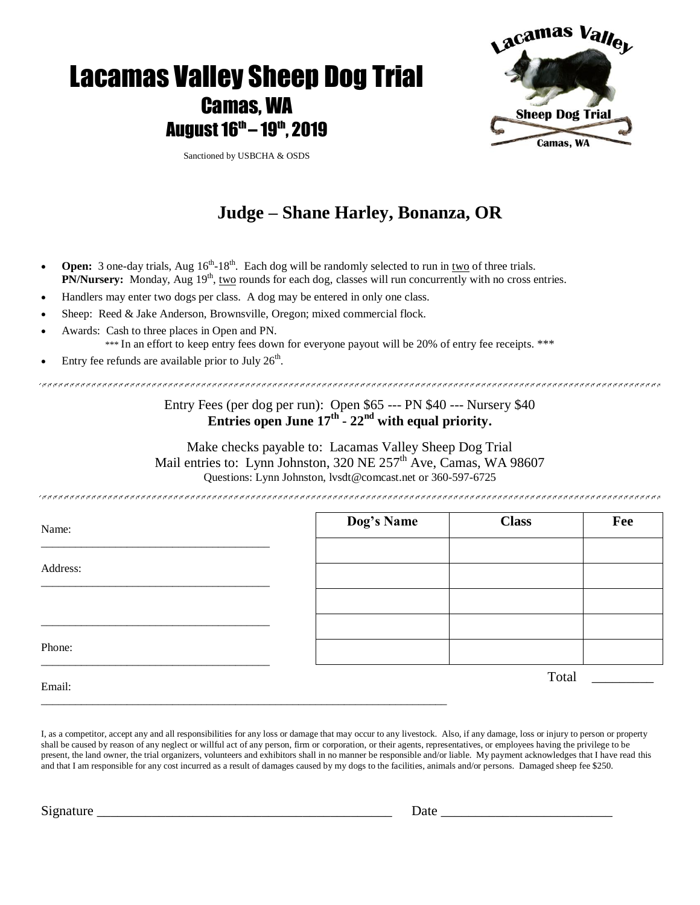# Lacamas Valley Sheep Dog Trial

## Camas, WA

## August 16th – 19th, 2019

Sanctioned by USBCHA & OSDS

## Judge – Shane Harley, Bonanza, OR

- **Open:** 3 one-day trials, Aug 16th-18th. Each dog will be randomly selected to run in two of three trials.
  **PN/Nursery:** Monday, Aug 19th, two rounds for each dog, classes will run concurrently with no cross entries.
- Handlers may enter two dogs per class. A dog may be entered in only one class.
- Sheep: Reed & Jake Anderson, Brownsville, Oregon; mixed commercial flock.
- Awards: Cash to three places in Open and PN.
  *** In an effort to keep entry fees down for everyone payout will be 20% of entry fee receipts. ***
- Entry fee refunds are available prior to July 26th.

---

Entry Fees (per dog per run): Open $65 --- PN $40 --- Nursery $40

**Entries open June 17th - 22nd with equal priority.**

Make checks payable to: Lacamas Valley Sheep Dog Trial

Mail entries to: Lynn Johnston, 320 NE 257th Ave, Camas, WA 98607

Questions: Lynn Johnston, lvsdt@comcast.net or 360-597-6725

---

Name: ______________________________________

Address: ______________________________________

______________________________________

Phone: ______________________________________

Email: ______________________________________

| Dog's Name | Class | Fee |
|---|---|---|
| | | |
| | | |
| | | |
| | | |
| | | |

Total _________

I, as a competitor, accept any and all responsibilities for any loss or damage that may occur to any livestock. Also, if any damage, loss or injury to person or property shall be caused by reason of any neglect or willful act of any person, firm or corporation, or their agents, representatives, or employees having the privilege to be present, the land owner, the trial organizers, volunteers and exhibitors shall in no manner be responsible and/or liable. My payment acknowledges that I have read this and that I am responsible for any cost incurred as a result of damages caused by my dogs to the facilities, animals and/or persons. Damaged sheep fee $250.

Signature ________________________________________ Date ________________________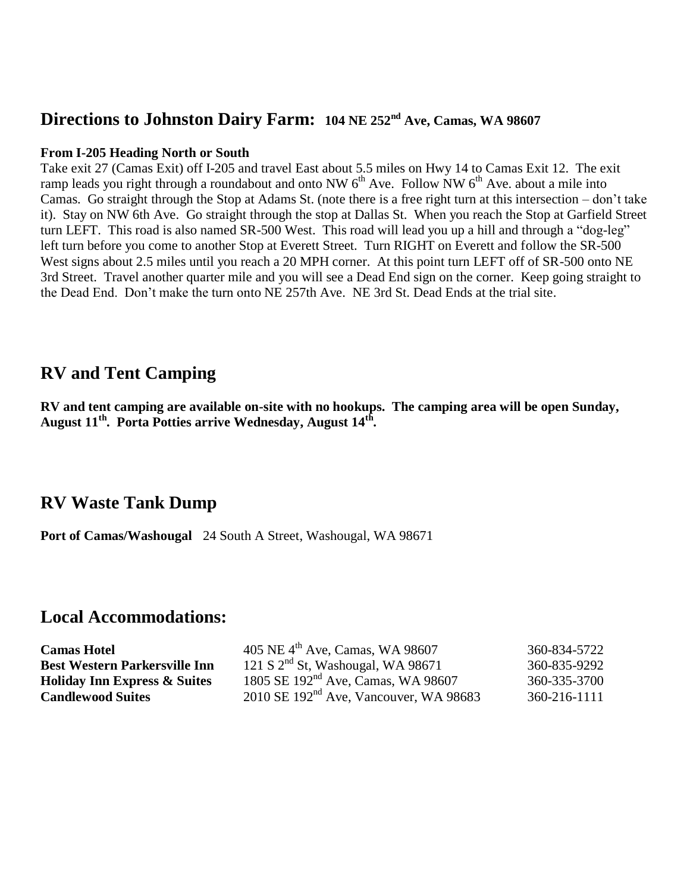## Directions to Johnston Dairy Farm: 104 NE 252nd Ave, Camas, WA 98607

**From I-205 Heading North or South**

Take exit 27 (Camas Exit) off I-205 and travel East about 5.5 miles on Hwy 14 to Camas Exit 12. The exit ramp leads you right through a roundabout and onto NW 6th Ave. Follow NW 6th Ave. about a mile into Camas. Go straight through the Stop at Adams St. (note there is a free right turn at this intersection – don't take it). Stay on NW 6th Ave. Go straight through the stop at Dallas St. When you reach the Stop at Garfield Street turn LEFT. This road is also named SR-500 West. This road will lead you up a hill and through a "dog-leg" left turn before you come to another Stop at Everett Street. Turn RIGHT on Everett and follow the SR-500 West signs about 2.5 miles until you reach a 20 MPH corner. At this point turn LEFT off of SR-500 onto NE 3rd Street. Travel another quarter mile and you will see a Dead End sign on the corner. Keep going straight to the Dead End. Don't make the turn onto NE 257th Ave. NE 3rd St. Dead Ends at the trial site.

## RV and Tent Camping

**RV and tent camping are available on-site with no hookups. The camping area will be open Sunday, August 11th. Porta Potties arrive Wednesday, August 14th.**

## RV Waste Tank Dump

**Port of Camas/Washougal** 24 South A Street, Washougal, WA 98671

## Local Accommodations:

| | | |
|---|---|---|
| **Camas Hotel** | 405 NE 4th Ave, Camas, WA 98607 | 360-834-5722 |
| **Best Western Parkersville Inn** | 121 S 2nd St, Washougal, WA 98671 | 360-835-9292 |
| **Holiday Inn Express & Suites** | 1805 SE 192nd Ave, Camas, WA 98607 | 360-335-3700 |
| **Candlewood Suites** | 2010 SE 192nd Ave, Vancouver, WA 98683 | 360-216-1111 |